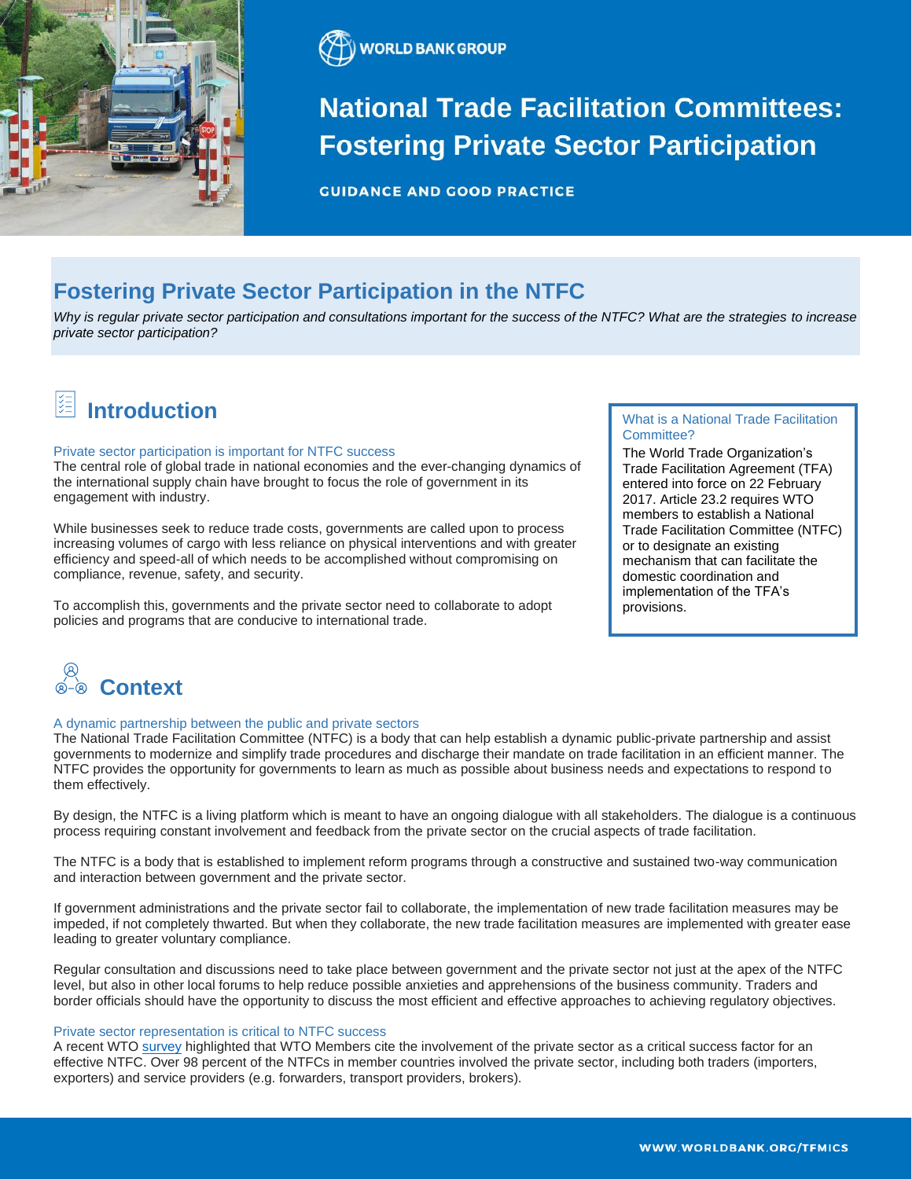WORLD BANK GROUP

# National Trade Facilitation Committees: Fostering Private Sector Participation

GUIDANCE AND GOOD PRACTICE

## Fostering Private Sector Participation in the NTFC

*Why is regular private sector participation and consultations important for the success of the NTFC? What are the strategies to increase private sector participation?*

## Introduction

### Private sector participation is important for NTFC success

The central role of global trade in national economies and the ever-changing dynamics of the international supply chain have brought to focus the role of government in its engagement with industry.

While businesses seek to reduce trade costs, governments are called upon to process increasing volumes of cargo with less reliance on physical interventions and with greater efficiency and speed-all of which needs to be accomplished without compromising on compliance, revenue, safety, and security.

To accomplish this, governments and the private sector need to collaborate to adopt policies and programs that are conducive to international trade.

> **What is a National Trade Facilitation Committee?**
>
> The World Trade Organization's Trade Facilitation Agreement (TFA) entered into force on 22 February 2017. Article 23.2 requires WTO members to establish a National Trade Facilitation Committee (NTFC) or to designate an existing mechanism that can facilitate the domestic coordination and implementation of the TFA's provisions.

## Context

### A dynamic partnership between the public and private sectors

The National Trade Facilitation Committee (NTFC) is a body that can help establish a dynamic public-private partnership and assist governments to modernize and simplify trade procedures and discharge their mandate on trade facilitation in an efficient manner. The NTFC provides the opportunity for governments to learn as much as possible about business needs and expectations to respond to them effectively.

By design, the NTFC is a living platform which is meant to have an ongoing dialogue with all stakeholders. The dialogue is a continuous process requiring constant involvement and feedback from the private sector on the crucial aspects of trade facilitation.

The NTFC is a body that is established to implement reform programs through a constructive and sustained two-way communication and interaction between government and the private sector.

If government administrations and the private sector fail to collaborate, the implementation of new trade facilitation measures may be impeded, if not completely thwarted. But when they collaborate, the new trade facilitation measures are implemented with greater ease leading to greater voluntary compliance.

Regular consultation and discussions need to take place between government and the private sector not just at the apex of the NTFC level, but also in other local forums to help reduce possible anxieties and apprehensions of the business community. Traders and border officials should have the opportunity to discuss the most efficient and effective approaches to achieving regulatory objectives.

### Private sector representation is critical to NTFC success

A recent WTO survey highlighted that WTO Members cite the involvement of the private sector as a critical success factor for an effective NTFC. Over 98 percent of the NTFCs in member countries involved the private sector, including both traders (importers, exporters) and service providers (e.g. forwarders, transport providers, brokers).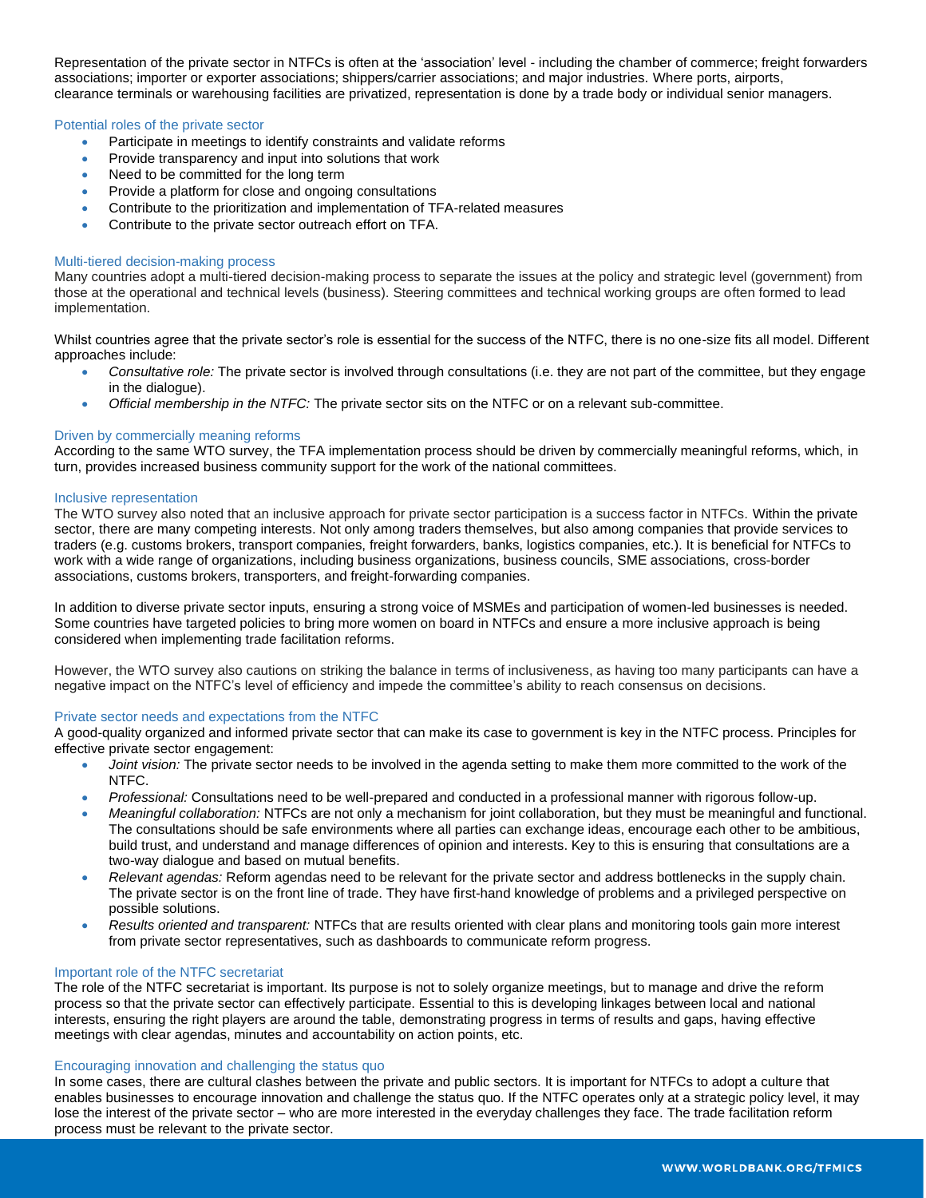Representation of the private sector in NTFCs is often at the 'association' level - including the chamber of commerce; freight forwarders associations; importer or exporter associations; shippers/carrier associations; and major industries. Where ports, airports, clearance terminals or warehousing facilities are privatized, representation is done by a trade body or individual senior managers.

### Potential roles of the private sector

- Participate in meetings to identify constraints and validate reforms
- Provide transparency and input into solutions that work
- Need to be committed for the long term
- Provide a platform for close and ongoing consultations
- Contribute to the prioritization and implementation of TFA-related measures
- Contribute to the private sector outreach effort on TFA.

### Multi-tiered decision-making process

Many countries adopt a multi-tiered decision-making process to separate the issues at the policy and strategic level (government) from those at the operational and technical levels (business). Steering committees and technical working groups are often formed to lead implementation.

Whilst countries agree that the private sector's role is essential for the success of the NTFC, there is no one-size fits all model. Different approaches include:

- *Consultative role:* The private sector is involved through consultations (i.e. they are not part of the committee, but they engage in the dialogue).
- *Official membership in the NTFC:* The private sector sits on the NTFC or on a relevant sub-committee.

### Driven by commercially meaning reforms

According to the same WTO survey, the TFA implementation process should be driven by commercially meaningful reforms, which, in turn, provides increased business community support for the work of the national committees.

### Inclusive representation

The WTO survey also noted that an inclusive approach for private sector participation is a success factor in NTFCs. Within the private sector, there are many competing interests. Not only among traders themselves, but also among companies that provide services to traders (e.g. customs brokers, transport companies, freight forwarders, banks, logistics companies, etc.). It is beneficial for NTFCs to work with a wide range of organizations, including business organizations, business councils, SME associations, cross-border associations, customs brokers, transporters, and freight-forwarding companies.

In addition to diverse private sector inputs, ensuring a strong voice of MSMEs and participation of women-led businesses is needed. Some countries have targeted policies to bring more women on board in NTFCs and ensure a more inclusive approach is being considered when implementing trade facilitation reforms.

However, the WTO survey also cautions on striking the balance in terms of inclusiveness, as having too many participants can have a negative impact on the NTFC's level of efficiency and impede the committee's ability to reach consensus on decisions.

### Private sector needs and expectations from the NTFC

A good-quality organized and informed private sector that can make its case to government is key in the NTFC process. Principles for effective private sector engagement:

- *Joint vision:* The private sector needs to be involved in the agenda setting to make them more committed to the work of the NTFC.
- *Professional:* Consultations need to be well-prepared and conducted in a professional manner with rigorous follow-up.
- *Meaningful collaboration:* NTFCs are not only a mechanism for joint collaboration, but they must be meaningful and functional. The consultations should be safe environments where all parties can exchange ideas, encourage each other to be ambitious, build trust, and understand and manage differences of opinion and interests. Key to this is ensuring that consultations are a two-way dialogue and based on mutual benefits.
- *Relevant agendas:* Reform agendas need to be relevant for the private sector and address bottlenecks in the supply chain. The private sector is on the front line of trade. They have first-hand knowledge of problems and a privileged perspective on possible solutions.
- *Results oriented and transparent:* NTFCs that are results oriented with clear plans and monitoring tools gain more interest from private sector representatives, such as dashboards to communicate reform progress.

### Important role of the NTFC secretariat

The role of the NTFC secretariat is important. Its purpose is not to solely organize meetings, but to manage and drive the reform process so that the private sector can effectively participate. Essential to this is developing linkages between local and national interests, ensuring the right players are around the table, demonstrating progress in terms of results and gaps, having effective meetings with clear agendas, minutes and accountability on action points, etc.

### Encouraging innovation and challenging the status quo

In some cases, there are cultural clashes between the private and public sectors. It is important for NTFCs to adopt a culture that enables businesses to encourage innovation and challenge the status quo. If the NTFC operates only at a strategic policy level, it may lose the interest of the private sector – who are more interested in the everyday challenges they face. The trade facilitation reform process must be relevant to the private sector.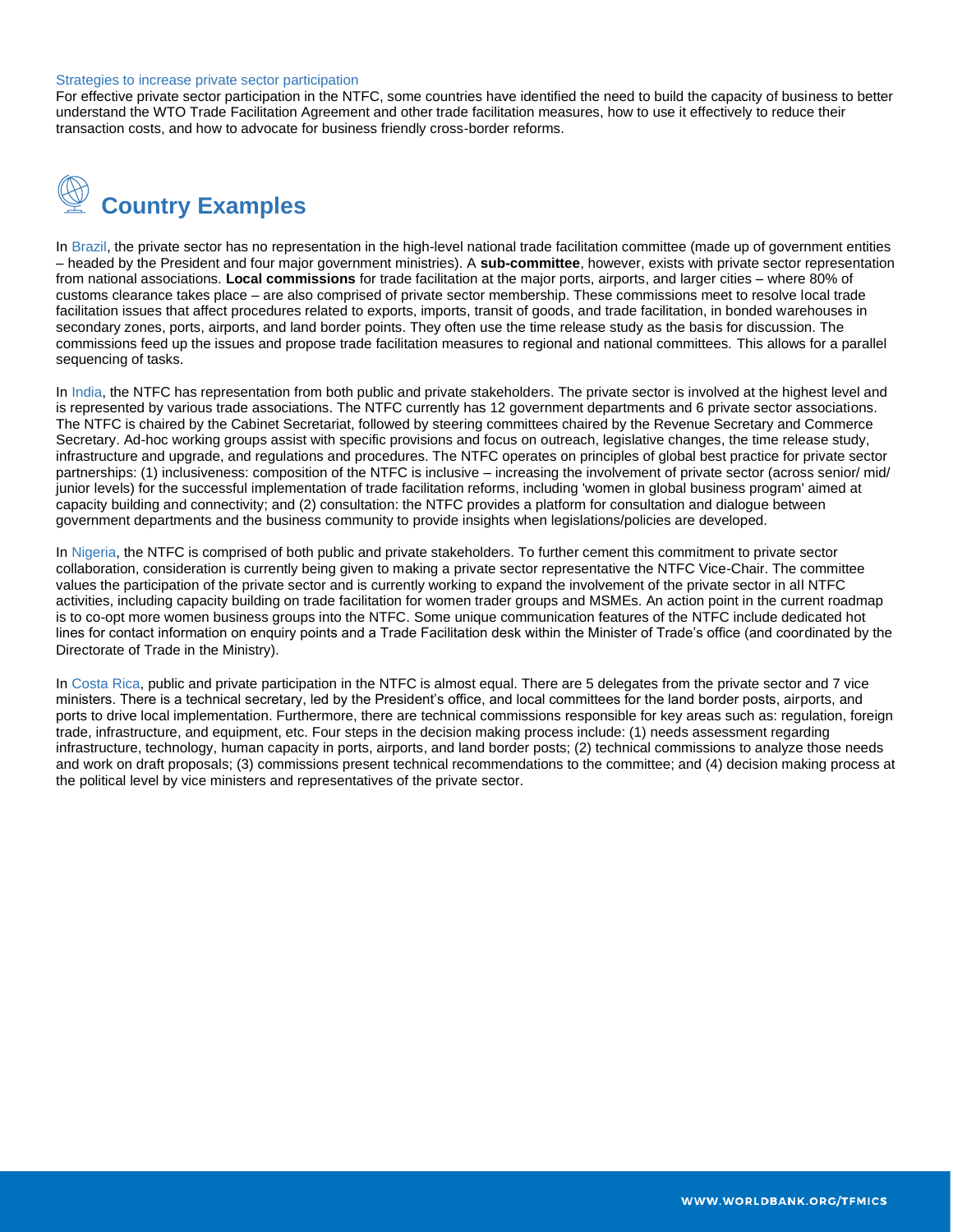### Strategies to increase private sector participation

For effective private sector participation in the NTFC, some countries have identified the need to build the capacity of business to better understand the WTO Trade Facilitation Agreement and other trade facilitation measures, how to use it effectively to reduce their transaction costs, and how to advocate for business friendly cross-border reforms.

## Country Examples

In Brazil, the private sector has no representation in the high-level national trade facilitation committee (made up of government entities – headed by the President and four major government ministries). A **sub-committee**, however, exists with private sector representation from national associations. **Local commissions** for trade facilitation at the major ports, airports, and larger cities – where 80% of customs clearance takes place – are also comprised of private sector membership. These commissions meet to resolve local trade facilitation issues that affect procedures related to exports, imports, transit of goods, and trade facilitation, in bonded warehouses in secondary zones, ports, airports, and land border points. They often use the time release study as the basis for discussion. The commissions feed up the issues and propose trade facilitation measures to regional and national committees. This allows for a parallel sequencing of tasks.

In India, the NTFC has representation from both public and private stakeholders. The private sector is involved at the highest level and is represented by various trade associations. The NTFC currently has 12 government departments and 6 private sector associations. The NTFC is chaired by the Cabinet Secretariat, followed by steering committees chaired by the Revenue Secretary and Commerce Secretary. Ad-hoc working groups assist with specific provisions and focus on outreach, legislative changes, the time release study, infrastructure and upgrade, and regulations and procedures. The NTFC operates on principles of global best practice for private sector partnerships: (1) inclusiveness: composition of the NTFC is inclusive – increasing the involvement of private sector (across senior/ mid/ junior levels) for the successful implementation of trade facilitation reforms, including 'women in global business program' aimed at capacity building and connectivity; and (2) consultation: the NTFC provides a platform for consultation and dialogue between government departments and the business community to provide insights when legislations/policies are developed.

In Nigeria, the NTFC is comprised of both public and private stakeholders. To further cement this commitment to private sector collaboration, consideration is currently being given to making a private sector representative the NTFC Vice-Chair. The committee values the participation of the private sector and is currently working to expand the involvement of the private sector in all NTFC activities, including capacity building on trade facilitation for women trader groups and MSMEs. An action point in the current roadmap is to co-opt more women business groups into the NTFC. Some unique communication features of the NTFC include dedicated hot lines for contact information on enquiry points and a Trade Facilitation desk within the Minister of Trade's office (and coordinated by the Directorate of Trade in the Ministry).

In Costa Rica, public and private participation in the NTFC is almost equal. There are 5 delegates from the private sector and 7 vice ministers. There is a technical secretary, led by the President's office, and local committees for the land border posts, airports, and ports to drive local implementation. Furthermore, there are technical commissions responsible for key areas such as: regulation, foreign trade, infrastructure, and equipment, etc. Four steps in the decision making process include: (1) needs assessment regarding infrastructure, technology, human capacity in ports, airports, and land border posts; (2) technical commissions to analyze those needs and work on draft proposals; (3) commissions present technical recommendations to the committee; and (4) decision making process at the political level by vice ministers and representatives of the private sector.